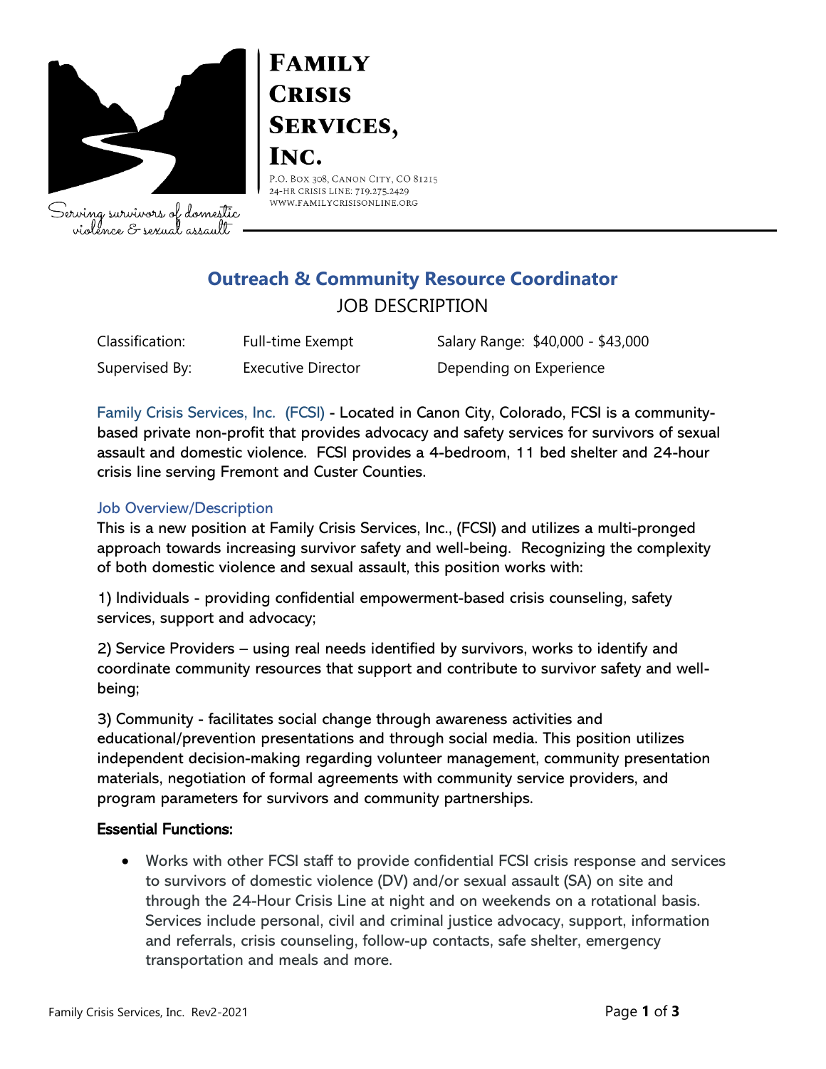# Family Crisis Services, Inc.

P.O. Box 308, Canon City, CO 81215
24-HR Crisis Line: 719.275.2429
www.familycrisisonline.org

Serving survivors of domestic violence & sexual assault

## Outreach & Community Resource Coordinator

JOB DESCRIPTION

| | | |
|---|---|---|
| Classification: | Full-time Exempt | Salary Range: $40,000 - $43,000 |
| Supervised By: | Executive Director | Depending on Experience |

Family Crisis Services, Inc. (FCSI) - Located in Canon City, Colorado, FCSI is a community-based private non-profit that provides advocacy and safety services for survivors of sexual assault and domestic violence. FCSI provides a 4-bedroom, 11 bed shelter and 24-hour crisis line serving Fremont and Custer Counties.

### Job Overview/Description

This is a new position at Family Crisis Services, Inc., (FCSI) and utilizes a multi-pronged approach towards increasing survivor safety and well-being. Recognizing the complexity of both domestic violence and sexual assault, this position works with:

1) Individuals - providing confidential empowerment-based crisis counseling, safety services, support and advocacy;

2) Service Providers – using real needs identified by survivors, works to identify and coordinate community resources that support and contribute to survivor safety and well-being;

3) Community - facilitates social change through awareness activities and educational/prevention presentations and through social media. This position utilizes independent decision-making regarding volunteer management, community presentation materials, negotiation of formal agreements with community service providers, and program parameters for survivors and community partnerships.

### Essential Functions:

- Works with other FCSI staff to provide confidential FCSI crisis response and services to survivors of domestic violence (DV) and/or sexual assault (SA) on site and through the 24-Hour Crisis Line at night and on weekends on a rotational basis. Services include personal, civil and criminal justice advocacy, support, information and referrals, crisis counseling, follow-up contacts, safe shelter, emergency transportation and meals and more.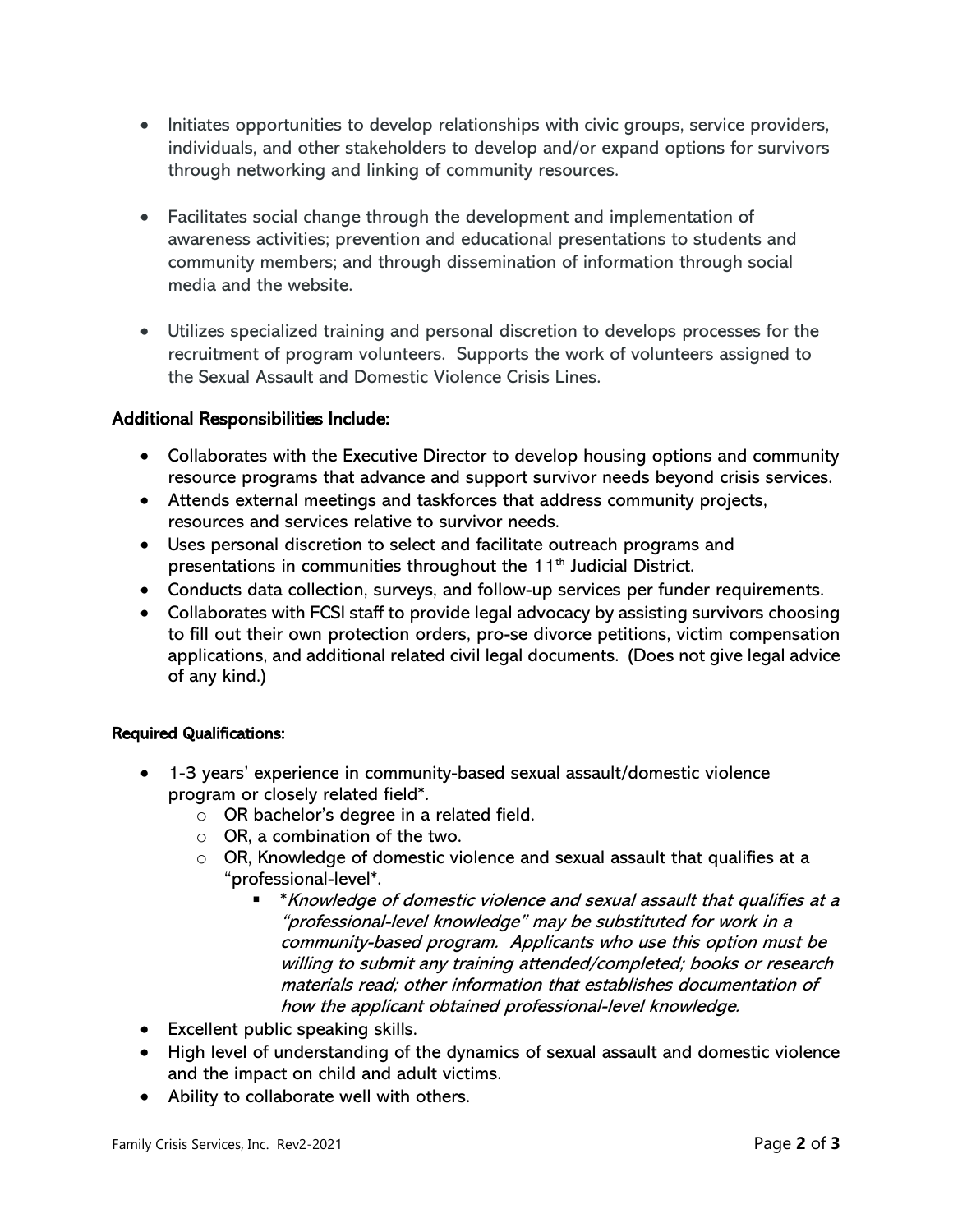- Initiates opportunities to develop relationships with civic groups, service providers, individuals, and other stakeholders to develop and/or expand options for survivors through networking and linking of community resources.

- Facilitates social change through the development and implementation of awareness activities; prevention and educational presentations to students and community members; and through dissemination of information through social media and the website.

- Utilizes specialized training and personal discretion to develops processes for the recruitment of program volunteers. Supports the work of volunteers assigned to the Sexual Assault and Domestic Violence Crisis Lines.

**Additional Responsibilities Include:**

- Collaborates with the Executive Director to develop housing options and community resource programs that advance and support survivor needs beyond crisis services.
- Attends external meetings and taskforces that address community projects, resources and services relative to survivor needs.
- Uses personal discretion to select and facilitate outreach programs and presentations in communities throughout the 11th Judicial District.
- Conducts data collection, surveys, and follow-up services per funder requirements.
- Collaborates with FCSI staff to provide legal advocacy by assisting survivors choosing to fill out their own protection orders, pro-se divorce petitions, victim compensation applications, and additional related civil legal documents. (Does not give legal advice of any kind.)

**Required Qualifications:**

- 1-3 years' experience in community-based sexual assault/domestic violence program or closely related field*.
  - OR bachelor's degree in a related field.
  - OR, a combination of the two.
  - OR, Knowledge of domestic violence and sexual assault that qualifies at a "professional-level"*.
    - *\*Knowledge of domestic violence and sexual assault that qualifies at a "professional-level knowledge" may be substituted for work in a community-based program. Applicants who use this option must be willing to submit any training attended/completed; books or research materials read; other information that establishes documentation of how the applicant obtained professional-level knowledge.*
- Excellent public speaking skills.
- High level of understanding of the dynamics of sexual assault and domestic violence and the impact on child and adult victims.
- Ability to collaborate well with others.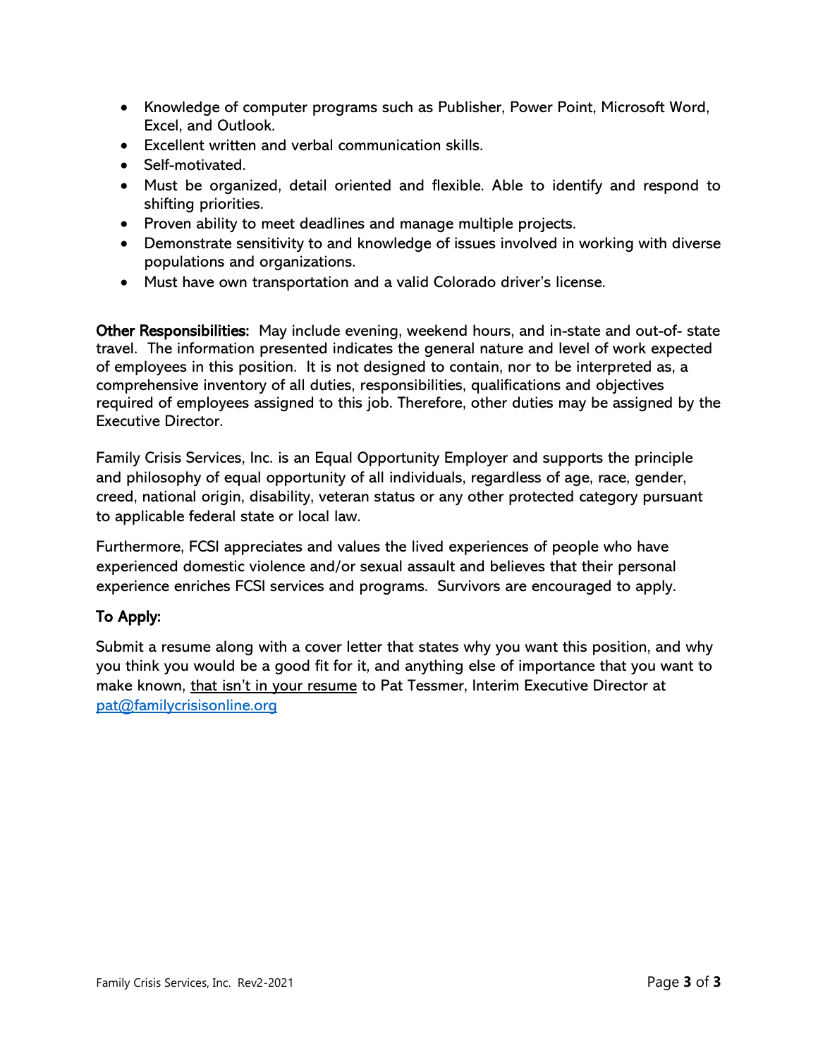- Knowledge of computer programs such as Publisher, Power Point, Microsoft Word, Excel, and Outlook.
- Excellent written and verbal communication skills.
- Self-motivated.
- Must be organized, detail oriented and flexible. Able to identify and respond to shifting priorities.
- Proven ability to meet deadlines and manage multiple projects.
- Demonstrate sensitivity to and knowledge of issues involved in working with diverse populations and organizations.
- Must have own transportation and a valid Colorado driver's license.

**Other Responsibilities:** May include evening, weekend hours, and in-state and out-of- state travel. The information presented indicates the general nature and level of work expected of employees in this position. It is not designed to contain, nor to be interpreted as, a comprehensive inventory of all duties, responsibilities, qualifications and objectives required of employees assigned to this job. Therefore, other duties may be assigned by the Executive Director.

Family Crisis Services, Inc. is an Equal Opportunity Employer and supports the principle and philosophy of equal opportunity of all individuals, regardless of age, race, gender, creed, national origin, disability, veteran status or any other protected category pursuant to applicable federal state or local law.

Furthermore, FCSI appreciates and values the lived experiences of people who have experienced domestic violence and/or sexual assault and believes that their personal experience enriches FCSI services and programs. Survivors are encouraged to apply.

## To Apply:

Submit a resume along with a cover letter that states why you want this position, and why you think you would be a good fit for it, and anything else of importance that you want to make known, <u>that isn't in your resume</u> to Pat Tessmer, Interim Executive Director at pat@familycrisisonline.org